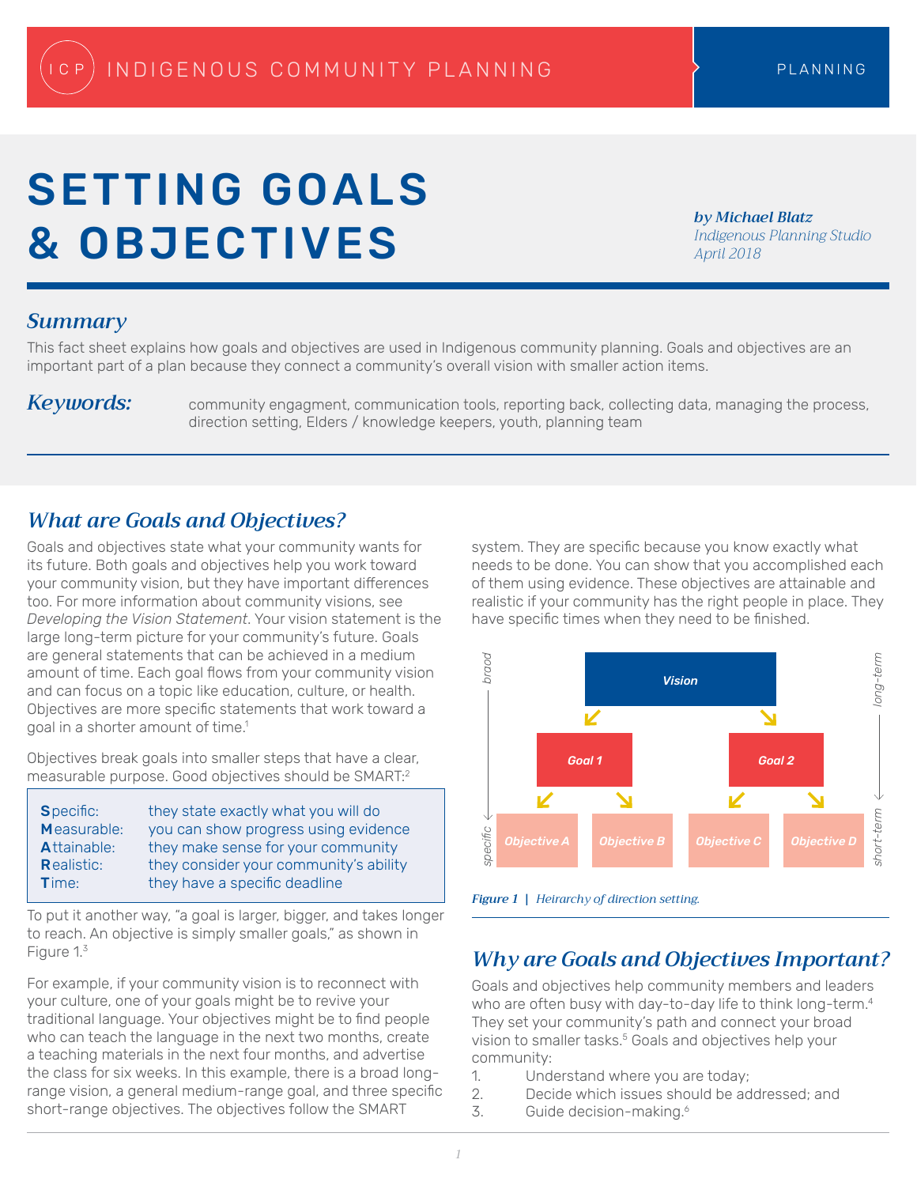INDIGENOUS COMMUNITY PLANNING — PLANNING

# SETTING GOALS & OBJECTIVES

*by Michael Blatz*
*Indigenous Planning Studio*
*April 2018*

## *Summary*

This fact sheet explains how goals and objectives are used in Indigenous community planning. Goals and objectives are an important part of a plan because they connect a community's overall vision with smaller action items.

***Keywords:*** community engagment, communication tools, reporting back, collecting data, managing the process, direction setting, Elders / knowledge keepers, youth, planning team

## *What are Goals and Objectives?*

Goals and objectives state what your community wants for its future. Both goals and objectives help you work toward your community vision, but they have important differences too. For more information about community visions, see *Developing the Vision Statement*. Your vision statement is the large long-term picture for your community's future. Goals are general statements that can be achieved in a medium amount of time. Each goal flows from your community vision and can focus on a topic like education, culture, or health. Objectives are more specific statements that work toward a goal in a shorter amount of time.[1]

Objectives break goals into smaller steps that have a clear, measurable purpose. Good objectives should be SMART:[2]

| | |
|---|---|
| **S**pecific: | they state exactly what you will do |
| **M**easurable: | you can show progress using evidence |
| **A**ttainable: | they make sense for your community |
| **R**ealistic: | they consider your community's ability |
| **T**ime: | they have a specific deadline |

To put it another way, "a goal is larger, bigger, and takes longer to reach. An objective is simply smaller goals," as shown in Figure 1.[3]

For example, if your community vision is to reconnect with your culture, one of your goals might be to revive your traditional language. Your objectives might be to find people who can teach the language in the next two months, create a teaching materials in the next four months, and advertise the class for six weeks. In this example, there is a broad long-range vision, a general medium-range goal, and three specific short-range objectives. The objectives follow the SMART system. They are specific because you know exactly what needs to be done. You can show that you accomplished each of them using evidence. These objectives are attainable and realistic if your community has the right people in place. They have specific times when they need to be finished.

Vision → Goal 1 → Objective A, Objective B; Vision → Goal 2 → Objective C, Objective D (broad / long-term to specific / short-term)

***Figure 1** | Heirarchy of direction setting.*

## *Why are Goals and Objectives Important?*

Goals and objectives help community members and leaders who are often busy with day-to-day life to think long-term.[4] They set your community's path and connect your broad vision to smaller tasks.[5] Goals and objectives help your community:

1. Understand where you are today;
2. Decide which issues should be addressed; and
3. Guide decision-making.[6]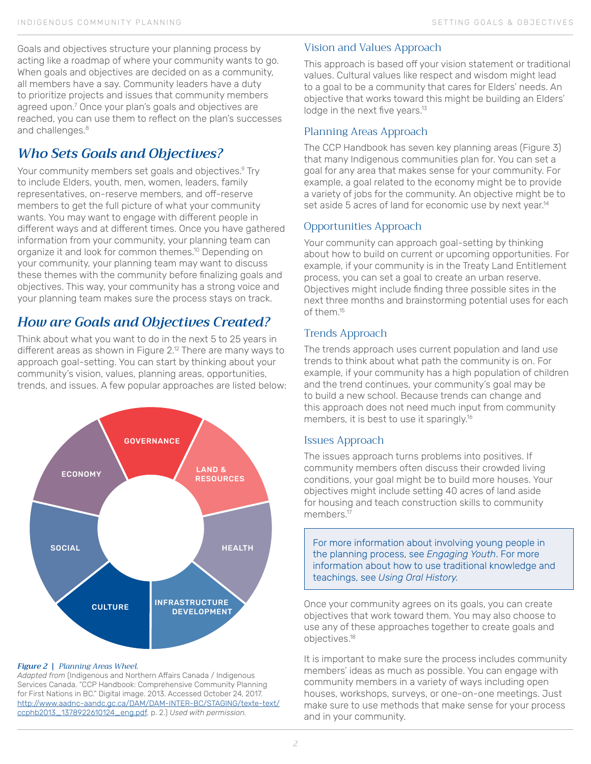Goals and objectives structure your planning process by acting like a roadmap of where your community wants to go. When goals and objectives are decided on as a community, all members have a say. Community leaders have a duty to prioritize projects and issues that community members agreed upon.[7] Once your plan's goals and objectives are reached, you can use them to reflect on the plan's successes and challenges.[8]

## *Who Sets Goals and Objectives?*

Your community members set goals and objectives.[9] Try to include Elders, youth, men, women, leaders, family representatives, on-reserve members, and off-reserve members to get the full picture of what your community wants. You may want to engage with different people in different ways and at different times. Once you have gathered information from your community, your planning team can organize it and look for common themes.[10] Depending on your community, your planning team may want to discuss these themes with the community before finalizing goals and objectives. This way, your community has a strong voice and your planning team makes sure the process stays on track.

## *How are Goals and Objectives Created?*

Think about what you want to do in the next 5 to 25 years in different areas as shown in Figure 2.[12] There are many ways to approach goal-setting. You can start by thinking about your community's vision, values, planning areas, opportunities, trends, and issues. A few popular approaches are listed below:

GOVERNANCE · LAND & RESOURCES · HEALTH · INFRASTRUCTURE DEVELOPMENT · CULTURE · SOCIAL · ECONOMY

***Figure 2** | Planning Areas Wheel.*
*Adapted from* (Indigenous and Northern Affairs Canada / Indigenous Services Canada. "CCP Handbook: Comprehensive Community Planning for First Nations in BC." Digital image. 2013. Accessed October 24, 2017. http://www.aadnc-aandc.gc.ca/DAM/DAM-INTER-BC/STAGING/texte-text/ccphb2013_1378922610124_eng.pdf. p. 2.) *Used with permission.*

### Vision and Values Approach

This approach is based off your vision statement or traditional values. Cultural values like respect and wisdom might lead to a goal to be a community that cares for Elders' needs. An objective that works toward this might be building an Elders' lodge in the next five years.[13]

### Planning Areas Approach

The CCP Handbook has seven key planning areas (Figure 3) that many Indigenous communities plan for. You can set a goal for any area that makes sense for your community. For example, a goal related to the economy might be to provide a variety of jobs for the community. An objective might be to set aside 5 acres of land for economic use by next year.[14]

### Opportunities Approach

Your community can approach goal-setting by thinking about how to build on current or upcoming opportunities. For example, if your community is in the Treaty Land Entitlement process, you can set a goal to create an urban reserve. Objectives might include finding three possible sites in the next three months and brainstorming potential uses for each of them.[15]

### Trends Approach

The trends approach uses current population and land use trends to think about what path the community is on. For example, if your community has a high population of children and the trend continues, your community's goal may be to build a new school. Because trends can change and this approach does not need much input from community members, it is best to use it sparingly.[16]

### Issues Approach

The issues approach turns problems into positives. If community members often discuss their crowded living conditions, your goal might be to build more houses. Your objectives might include setting 40 acres of land aside for housing and teach construction skills to community members.[17]

> For more information about involving young people in the planning process, see *Engaging Youth*. For more information about how to use traditional knowledge and teachings, see *Using Oral History.*

Once your community agrees on its goals, you can create objectives that work toward them. You may also choose to use any of these approaches together to create goals and objectives.[18]

It is important to make sure the process includes community members' ideas as much as possible. You can engage with community members in a variety of ways including open houses, workshops, surveys, or one-on-one meetings. Just make sure to use methods that make sense for your process and in your community.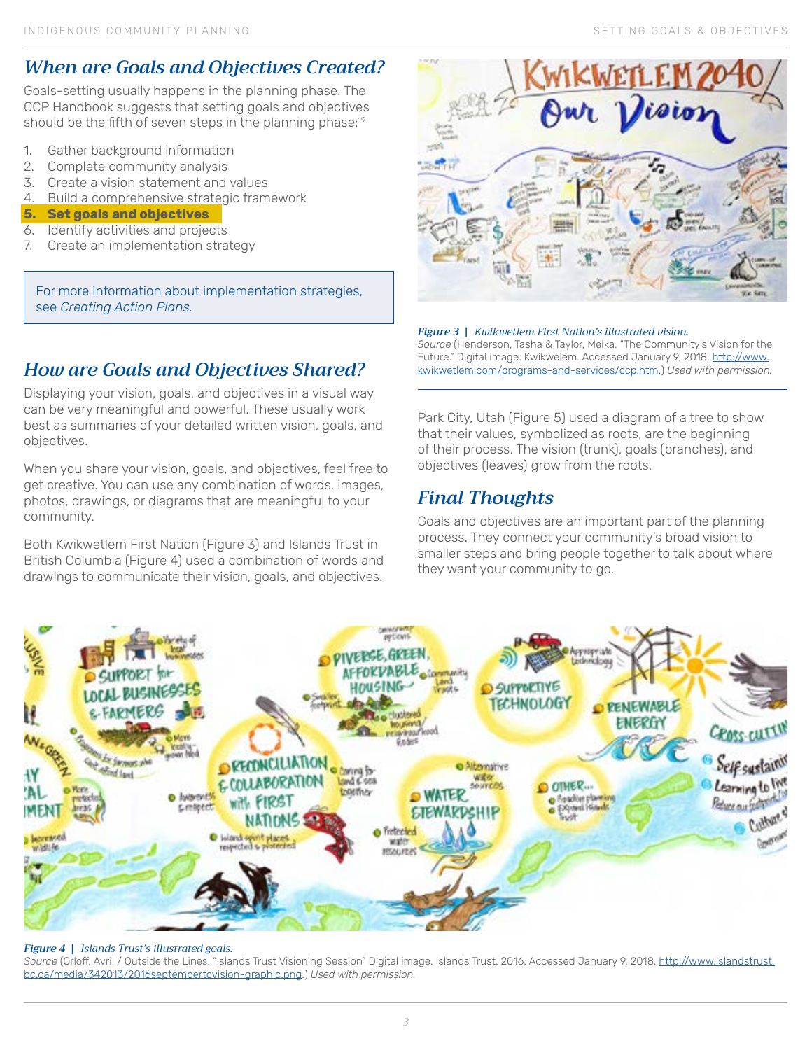## When are Goals and Objectives Created?

Goals-setting usually happens in the planning phase. The CCP Handbook suggests that setting goals and objectives should be the fifth of seven steps in the planning phase:[19]

1. Gather background information
2. Complete community analysis
3. Create a vision statement and values
4. Build a comprehensive strategic framework
5. **Set goals and objectives**
6. Identify activities and projects
7. Create an implementation strategy

> For more information about implementation strategies, see *Creating Action Plans.*

## How are Goals and Objectives Shared?

Displaying your vision, goals, and objectives in a visual way can be very meaningful and powerful. These usually work best as summaries of your detailed written vision, goals, and objectives.

When you share your vision, goals, and objectives, feel free to get creative. You can use any combination of words, images, photos, drawings, or diagrams that are meaningful to your community.

Both Kwikwetlem First Nation (Figure 3) and Islands Trust in British Columbia (Figure 4) used a combination of words and drawings to communicate their vision, goals, and objectives.

***Figure 3*** | *Kwikwetlem First Nation's illustrated vision.*
*Source* (Henderson, Tasha & Taylor, Meika. "The Community's Vision for the Future." Digital image. Kwikwelem. Accessed January 9, 2018. http://www.kwikwetlem.com/programs-and-services/ccp.htm.) *Used with permission.*

Park City, Utah (Figure 5) used a diagram of a tree to show that their values, symbolized as roots, are the beginning of their process. The vision (trunk), goals (branches), and objectives (leaves) grow from the roots.

## Final Thoughts

Goals and objectives are an important part of the planning process. They connect your community's broad vision to smaller steps and bring people together to talk about where they want your community to go.

***Figure 4*** | *Islands Trust's illustrated goals.*
*Source* (Orloff, Avril / Outside the Lines. "Islands Trust Visioning Session" Digital image. Islands Trust. 2016. Accessed January 9, 2018. http://www.islandstrust.bc.ca/media/342013/2016septembertcvision-graphic.png.) *Used with permission.*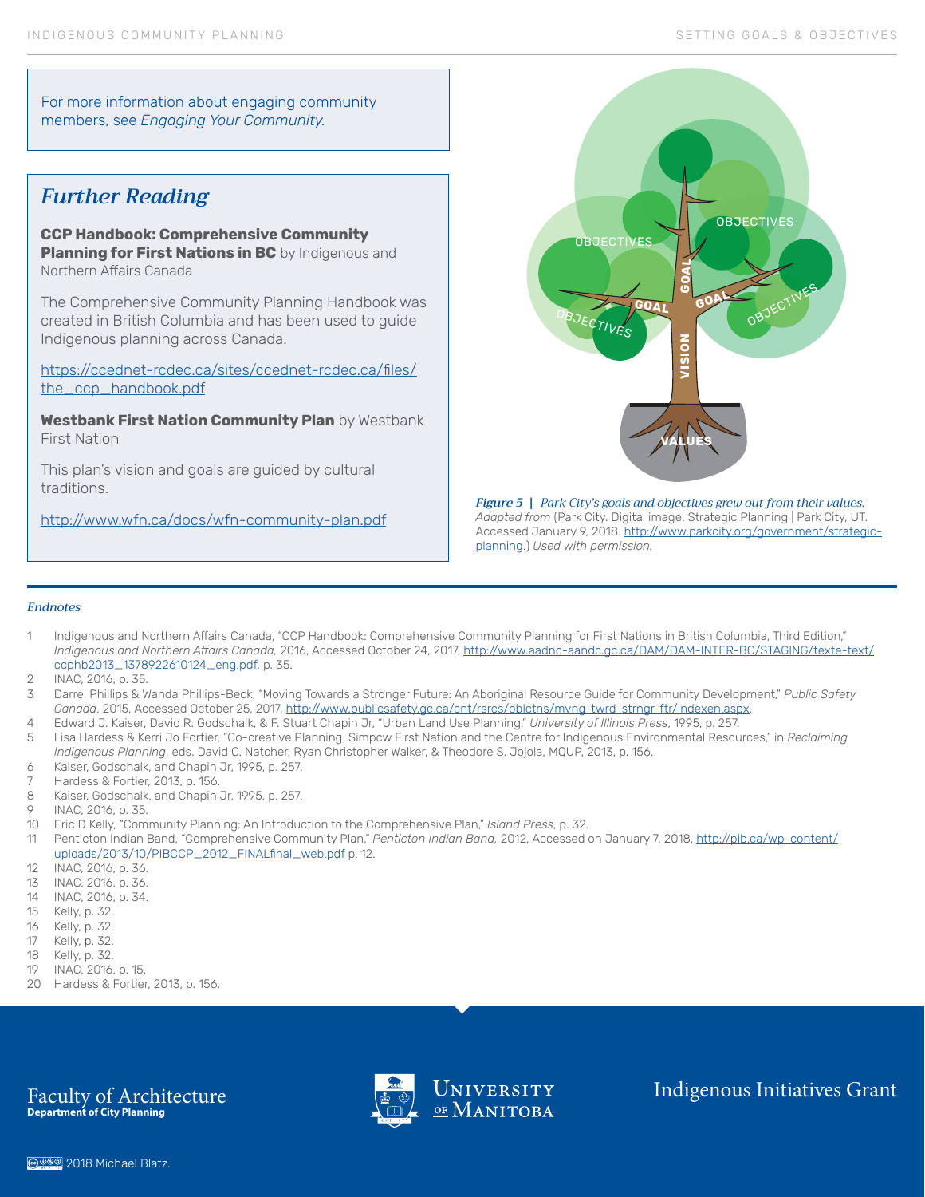For more information about engaging community members, see *Engaging Your Community.*

## *Further Reading*

**CCP Handbook: Comprehensive Community Planning for First Nations in BC** by Indigenous and Northern Affairs Canada

The Comprehensive Community Planning Handbook was created in British Columbia and has been used to guide Indigenous planning across Canada.

https://ccednet-rcdec.ca/sites/ccednet-rcdec.ca/files/the_ccp_handbook.pdf

**Westbank First Nation Community Plan** by Westbank First Nation

This plan's vision and goals are guided by cultural traditions.

http://www.wfn.ca/docs/wfn-community-plan.pdf

OBJECTIVES
OBJECTIVES
OBJECTIVES
OBJECTIVES
GOAL
GOAL
GOAL
VISION
VALUES

*Figure 5 | Park City's goals and objectives grew out from their values.* *Adapted from* (Park City. Digital image. Strategic Planning | Park City, UT. Accessed January 9, 2018. http://www.parkcity.org/government/strategic-planning.) *Used with permission.*

### *Endnotes*

1. Indigenous and Northern Affairs Canada, "CCP Handbook: Comprehensive Community Planning for First Nations in British Columbia, Third Edition," *Indigenous and Northern Affairs Canada*, 2016, Accessed October 24, 2017, http://www.aadnc-aandc.gc.ca/DAM/DAM-INTER-BC/STAGING/texte-text/ccphb2013_1378922610124_eng.pdf. p. 35.
2. INAC, 2016, p. 35.
3. Darrel Phillips & Wanda Phillips-Beck, "Moving Towards a Stronger Future: An Aboriginal Resource Guide for Community Development," *Public Safety Canada*, 2015, Accessed October 25, 2017, http://www.publicsafety.gc.ca/cnt/rsrcs/pblctns/mvng-twrd-strngr-ftr/indexen.aspx.
4. Edward J. Kaiser, David R. Godschalk, & F. Stuart Chapin Jr, "Urban Land Use Planning," *University of Illinois Press*, 1995, p. 257.
5. Lisa Hardess & Kerri Jo Fortier, "Co-creative Planning: Simpcw First Nation and the Centre for Indigenous Environmental Resources," in *Reclaiming Indigenous Planning*, eds. David C. Natcher, Ryan Christopher Walker, & Theodore S. Jojola, MQUP, 2013, p. 156.
6. Kaiser, Godschalk, and Chapin Jr, 1995, p. 257.
7. Hardess & Fortier, 2013, p. 156.
8. Kaiser, Godschalk, and Chapin Jr, 1995, p. 257.
9. INAC, 2016, p. 35.
10. Eric D Kelly, "Community Planning: An Introduction to the Comprehensive Plan," *Island Press*, p. 32.
11. Penticton Indian Band, "Comprehensive Community Plan," *Penticton Indian Band,* 2012, Accessed on January 7, 2018, http://pib.ca/wp-content/uploads/2013/10/PIBCCP_2012_FINALfinal_web.pdf p. 12.
12. INAC, 2016, p. 36.
13. INAC, 2016, p. 36.
14. INAC, 2016, p. 34.
15. Kelly, p. 32.
16. Kelly, p. 32.
17. Kelly, p. 32.
18. Kelly, p. 32.
19. INAC, 2016, p. 15.
20. Hardess & Fortier, 2013, p. 156.

Faculty of Architecture
**Department of City Planning**

University of Manitoba

Indigenous Initiatives Grant

2018 Michael Blatz.